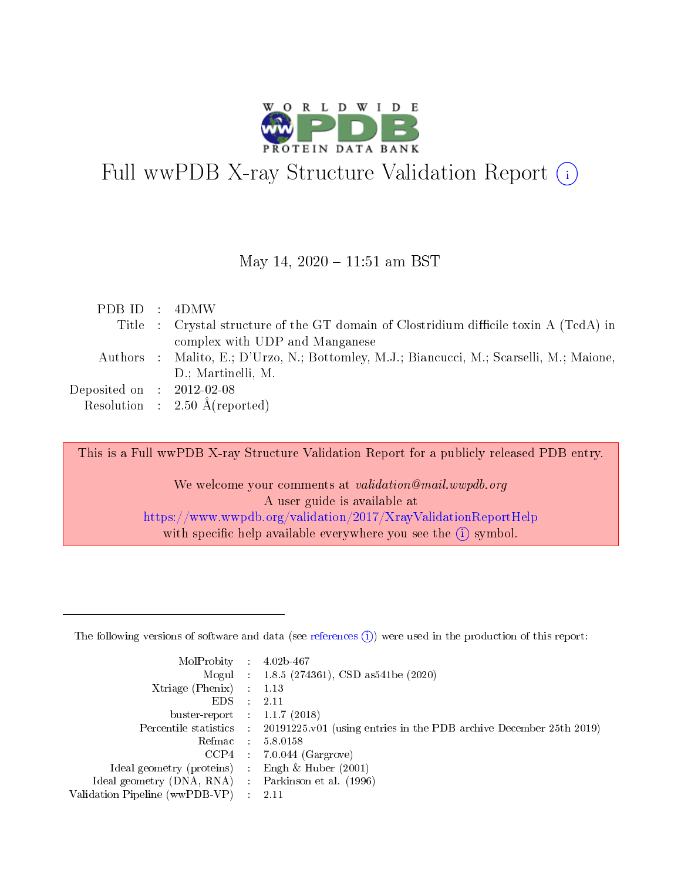# Full wwPDB X-ray Structure Validation Report (i)

May 14, 2020 – 11:51 am BST

| | | |
|---|---|---|
| PDB ID | : | 4DMW |
| Title | : | Crystal structure of the GT domain of Clostridium difficile toxin A (TcdA) in complex with UDP and Manganese |
| Authors | : | Malito, E.; D'Urzo, N.; Bottomley, M.J.; Biancucci, M.; Scarselli, M.; Maione, D.; Martinelli, M. |
| Deposited on | : | 2012-02-08 |
| Resolution | : | 2.50 Å(reported) |

This is a Full wwPDB X-ray Structure Validation Report for a publicly released PDB entry.

We welcome your comments at *validation@mail.wwpdb.org*
A user guide is available at
https://www.wwpdb.org/validation/2017/XrayValidationReportHelp
with specific help available everywhere you see the (i) symbol.

---

The following versions of software and data (see references (i)) were used in the production of this report:

| | | |
|---|---|---|
| MolProbity | : | 4.02b-467 |
| Mogul | : | 1.8.5 (274361), CSD as541be (2020) |
| Xtriage (Phenix) | : | 1.13 |
| EDS | : | 2.11 |
| buster-report | : | 1.1.7 (2018) |
| Percentile statistics | : | 20191225.v01 (using entries in the PDB archive December 25th 2019) |
| Refmac | : | 5.8.0158 |
| CCP4 | : | 7.0.044 (Gargrove) |
| Ideal geometry (proteins) | : | Engh & Huber (2001) |
| Ideal geometry (DNA, RNA) | : | Parkinson et al. (1996) |
| Validation Pipeline (wwPDB-VP) | : | 2.11 |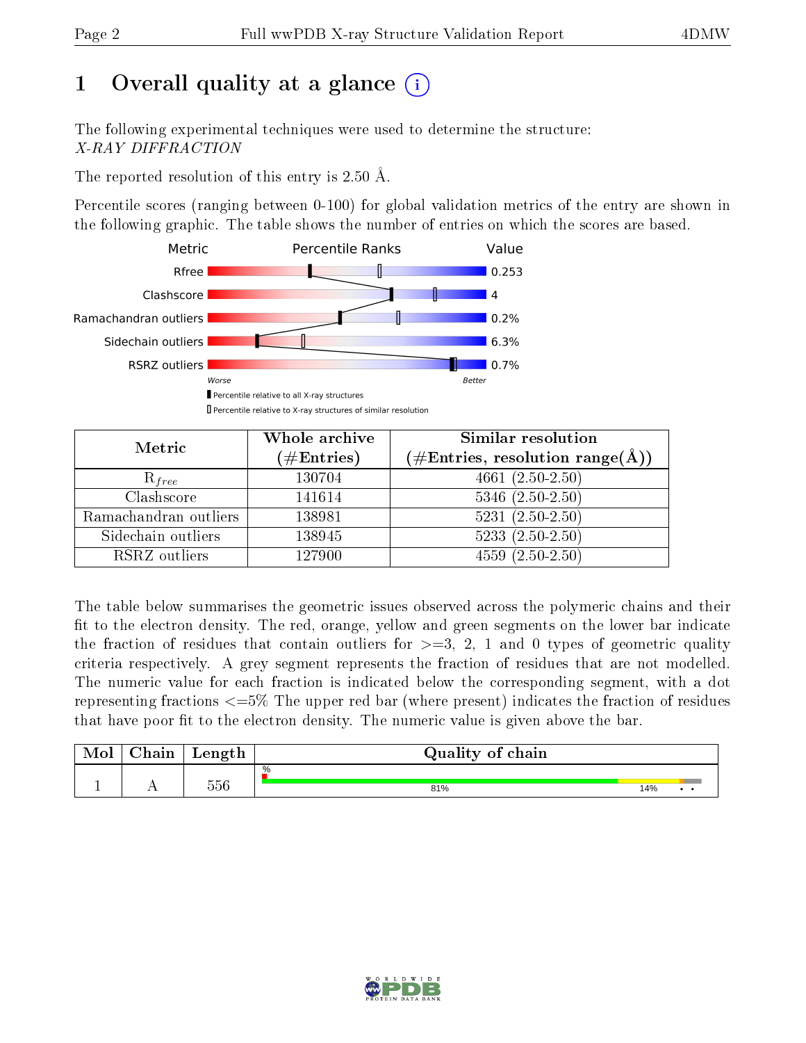# 1 Overall quality at a glance

The following experimental techniques were used to determine the structure:
*X-RAY DIFFRACTION*

The reported resolution of this entry is 2.50 Å.

Percentile scores (ranging between 0-100) for global validation metrics of the entry are shown in the following graphic. The table shows the number of entries on which the scores are based.

| Metric | Value |
|---|---|
| Rfree | 0.253 |
| Clashscore | 4 |
| Ramachandran outliers | 0.2% |
| Sidechain outliers | 6.3% |
| RSRZ outliers | 0.7% |

Worse — Better

▮ Percentile relative to all X-ray structures
▯ Percentile relative to X-ray structures of similar resolution

| Metric | Whole archive (#Entries) | Similar resolution (#Entries, resolution range(Å)) |
|---|---|---|
| $R_{free}$ | 130704 | 4661 (2.50-2.50) |
| Clashscore | 141614 | 5346 (2.50-2.50) |
| Ramachandran outliers | 138981 | 5231 (2.50-2.50) |
| Sidechain outliers | 138945 | 5233 (2.50-2.50) |
| RSRZ outliers | 127900 | 4559 (2.50-2.50) |

The table below summarises the geometric issues observed across the polymeric chains and their fit to the electron density. The red, orange, yellow and green segments on the lower bar indicate the fraction of residues that contain outliers for >=3, 2, 1 and 0 types of geometric quality criteria respectively. A grey segment represents the fraction of residues that are not modelled. The numeric value for each fraction is indicated below the corresponding segment, with a dot representing fractions <=5% The upper red bar (where present) indicates the fraction of residues that have poor fit to the electron density. The numeric value is given above the bar.

| Mol | Chain | Length | Quality of chain |
|---|---|---|---|
| 1 | A | 556 | % ; 81% ; 14% ; • • |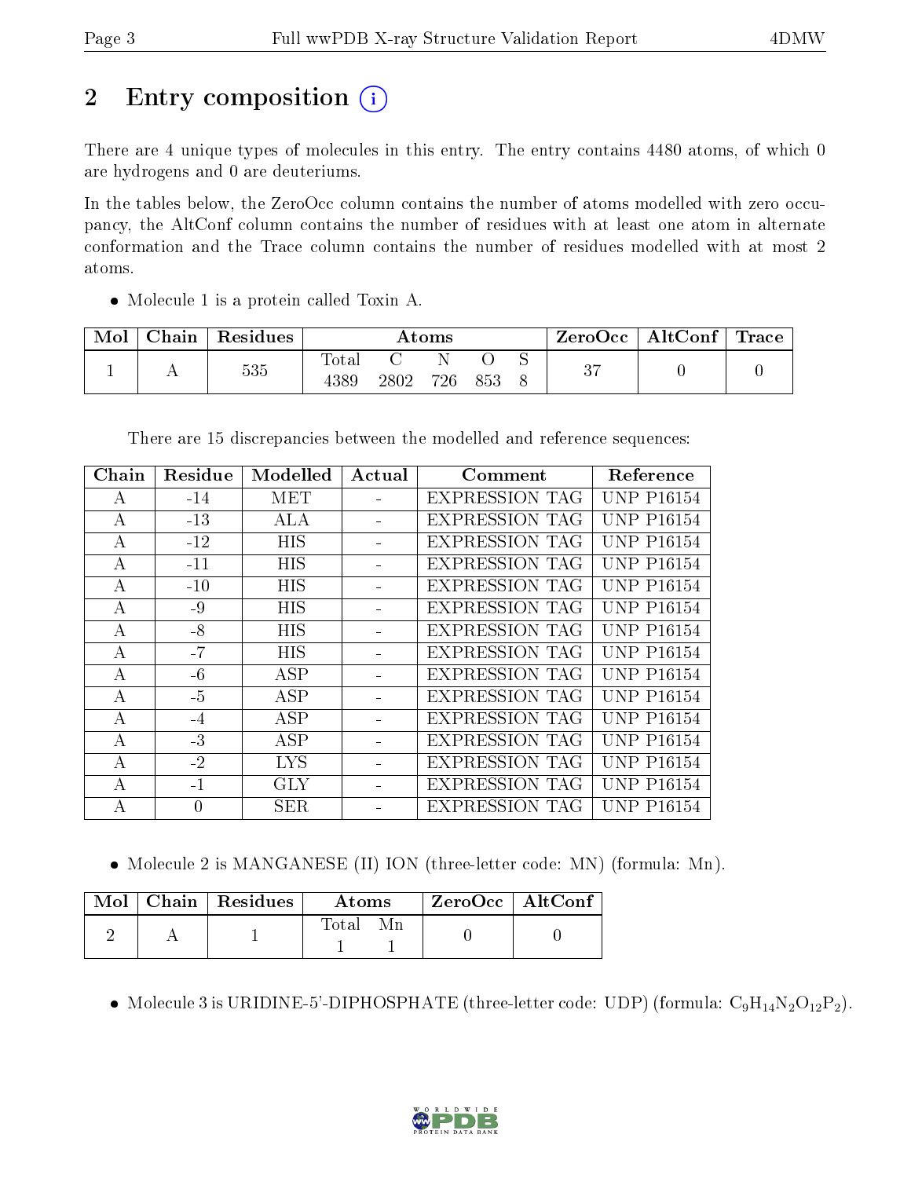## 2 Entry composition

There are 4 unique types of molecules in this entry. The entry contains 4480 atoms, of which 0 are hydrogens and 0 are deuteriums.

In the tables below, the ZeroOcc column contains the number of atoms modelled with zero occupancy, the AltConf column contains the number of residues with at least one atom in alternate conformation and the Trace column contains the number of residues modelled with at most 2 atoms.

- Molecule 1 is a protein called Toxin A.

| Mol | Chain | Residues | Atoms | | | | | ZeroOcc | AltConf | Trace |
|---|---|---|---|---|---|---|---|---|---|---|
| | | | Total | C | N | O | S | | | |
| 1 | A | 535 | 4389 | 2802 | 726 | 853 | 8 | 37 | 0 | 0 |

There are 15 discrepancies between the modelled and reference sequences:

| Chain | Residue | Modelled | Actual | Comment | Reference |
|---|---|---|---|---|---|
| A | -14 | MET | - | EXPRESSION TAG | UNP P16154 |
| A | -13 | ALA | - | EXPRESSION TAG | UNP P16154 |
| A | -12 | HIS | - | EXPRESSION TAG | UNP P16154 |
| A | -11 | HIS | - | EXPRESSION TAG | UNP P16154 |
| A | -10 | HIS | - | EXPRESSION TAG | UNP P16154 |
| A | -9 | HIS | - | EXPRESSION TAG | UNP P16154 |
| A | -8 | HIS | - | EXPRESSION TAG | UNP P16154 |
| A | -7 | HIS | - | EXPRESSION TAG | UNP P16154 |
| A | -6 | ASP | - | EXPRESSION TAG | UNP P16154 |
| A | -5 | ASP | - | EXPRESSION TAG | UNP P16154 |
| A | -4 | ASP | - | EXPRESSION TAG | UNP P16154 |
| A | -3 | ASP | - | EXPRESSION TAG | UNP P16154 |
| A | -2 | LYS | - | EXPRESSION TAG | UNP P16154 |
| A | -1 | GLY | - | EXPRESSION TAG | UNP P16154 |
| A | 0 | SER | - | EXPRESSION TAG | UNP P16154 |

- Molecule 2 is MANGANESE (II) ION (three-letter code: MN) (formula: Mn).

| Mol | Chain | Residues | Atoms | | ZeroOcc | AltConf |
|---|---|---|---|---|---|---|
| | | | Total | Mn | | |
| 2 | A | 1 | 1 | 1 | 0 | 0 |

- Molecule 3 is URIDINE-5'-DIPHOSPHATE (three-letter code: UDP) (formula: $C_9H_{14}N_2O_{12}P_2$).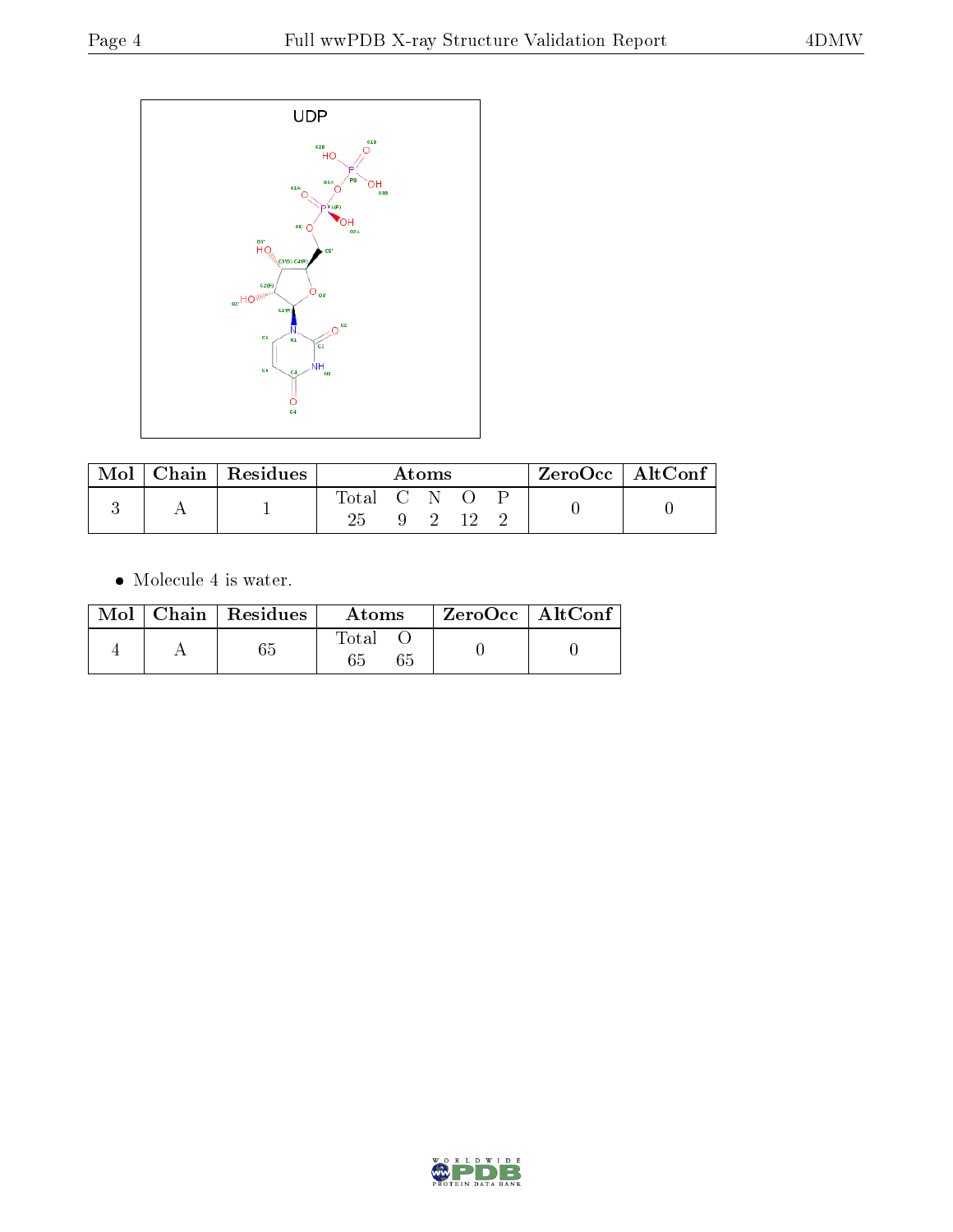| Mol | Chain | Residues | Atoms | | | | | ZeroOcc | AltConf |
|---|---|---|---|---|---|---|---|---|---|
| | | | Total | C | N | O | P | | |
| 3 | A | 1 | 25 | 9 | 2 | 12 | 2 | 0 | 0 |

- Molecule 4 is water.

| Mol | Chain | Residues | Atoms | | ZeroOcc | AltConf |
|---|---|---|---|---|---|---|
| | | | Total | O | | |
| 4 | A | 65 | 65 | 65 | 0 | 0 |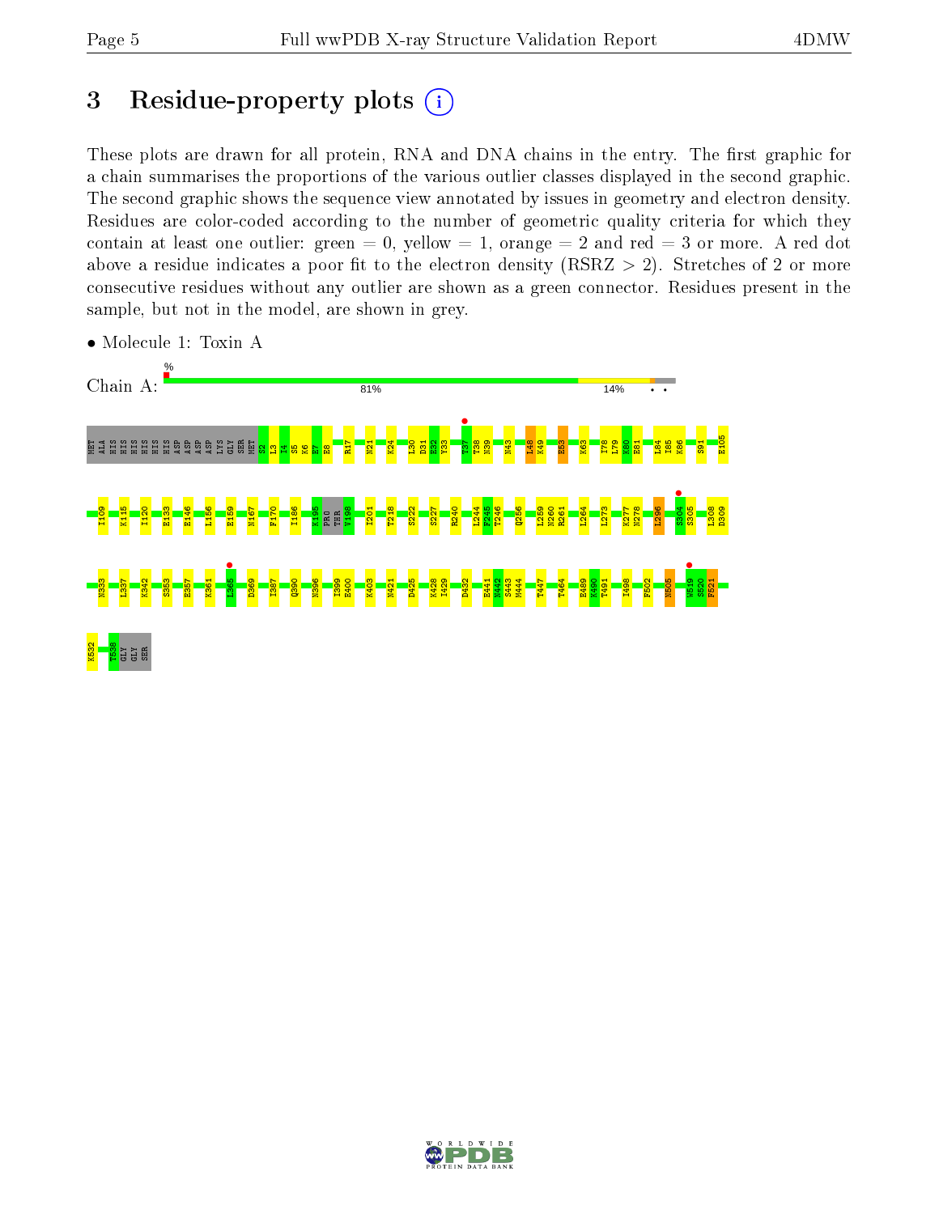# 3 Residue-property plots

These plots are drawn for all protein, RNA and DNA chains in the entry. The first graphic for a chain summarises the proportions of the various outlier classes displayed in the second graphic. The second graphic shows the sequence view annotated by issues in geometry and electron density. Residues are color-coded according to the number of geometric quality criteria for which they contain at least one outlier: green = 0, yellow = 1, orange = 2 and red = 3 or more. A red dot above a residue indicates a poor fit to the electron density (RSRZ > 2). Stretches of 2 or more consecutive residues without any outlier are shown as a green connector. Residues present in the sample, but not in the model, are shown in grey.

- Molecule 1: Toxin A

Chain A: 81% | 14% | • •

MET ALA HIS HIS HIS HIS HIS HIS ASP ASP ASP ASP LYS GLY SER MET S2 L3 I4 S5 K6 E7 E8 R17 N21 K24 L30 D31 E32 Y33 T37 T38 N39 N43 I48 K49 E53 K63 I78 L79 K80 E81 L84 I85 K86 S91 E105

I109 K115 I120 E133 E146 L156 E159 N167 F170 I186 K195 PRO THR V198 I201 T218 S222 S227 R240 L244 F245 T246 Q256 L259 N260 R261 L264 L273 K277 N278 L296 S304 S305 L308 D309

N333 L337 K342 S353 E357 K361 I365 D369 I387 Q390 N396 I399 E400 K403 N421 D425 K428 I429 D432 E441 N442 S443 M444 T447 T464 E489 K490 T491 I498 F502 N505 W519 S520 F521

K532 T538 GLY SER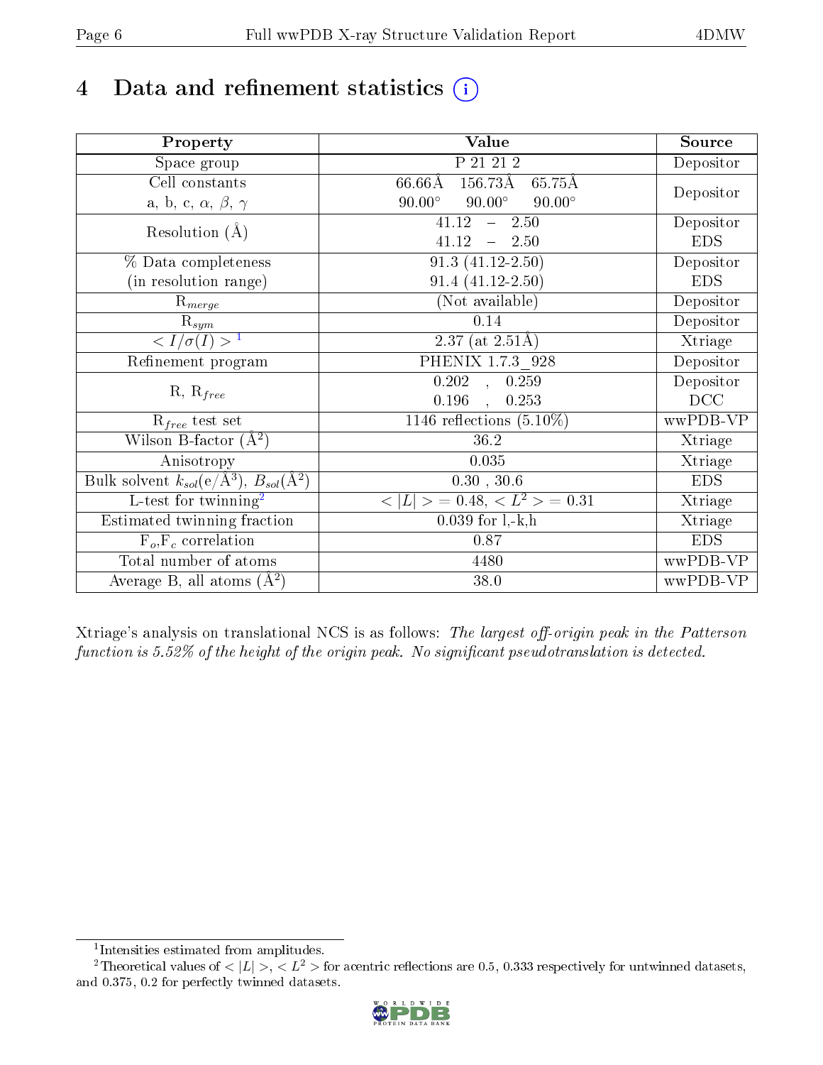# 4 Data and refinement statistics

| Property | Value | Source |
|---|---|---|
| Space group | P 21 21 2 | Depositor |
| Cell constants<br>a, b, c, $\alpha$, $\beta$, $\gamma$ | 66.66Å 156.73Å 65.75Å<br>90.00° 90.00° 90.00° | Depositor |
| Resolution (Å) | 41.12 – 2.50<br>41.12 – 2.50 | Depositor<br>EDS |
| % Data completeness<br>(in resolution range) | 91.3 (41.12-2.50)<br>91.4 (41.12-2.50) | Depositor<br>EDS |
| $R_{merge}$ | (Not available) | Depositor |
| $R_{sym}$ | 0.14 | Depositor |
| $< I/\sigma(I) >$ [1] | 2.37 (at 2.51Å) | Xtriage |
| Refinement program | PHENIX 1.7.3_928 | Depositor |
| R, $R_{free}$ | 0.202 , 0.259<br>0.196 , 0.253 | Depositor<br>DCC |
| $R_{free}$ test set | 1146 reflections (5.10%) | wwPDB-VP |
| Wilson B-factor (Å$^2$) | 36.2 | Xtriage |
| Anisotropy | 0.035 | Xtriage |
| Bulk solvent $k_{sol}$(e/Å$^3$), $B_{sol}$(Å$^2$) | 0.30 , 30.6 | EDS |
| L-test for twinning[2] | $< \vert L \vert > = 0.48$, $< L^2 > = 0.31$ | Xtriage |
| Estimated twinning fraction | 0.039 for l,-k,h | Xtriage |
| $F_o$,$F_c$ correlation | 0.87 | EDS |
| Total number of atoms | 4480 | wwPDB-VP |
| Average B, all atoms (Å$^2$) | 38.0 | wwPDB-VP |

Xtriage's analysis on translational NCS is as follows: *The largest off-origin peak in the Patterson function is 5.52% of the height of the origin peak. No significant pseudotranslation is detected.*

[1] Intensities estimated from amplitudes.

[2] Theoretical values of $< |L| >$, $< L^2 >$ for acentric reflections are 0.5, 0.333 respectively for untwinned datasets, and 0.375, 0.2 for perfectly twinned datasets.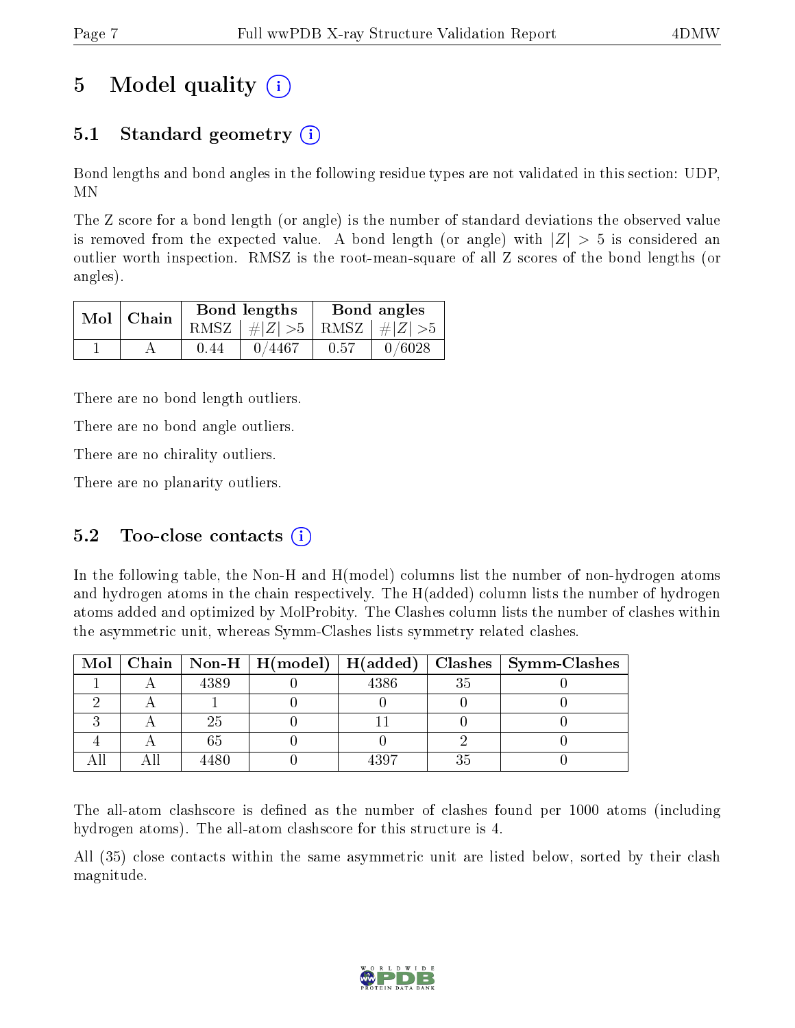# 5 Model quality (i)

## 5.1 Standard geometry (i)

Bond lengths and bond angles in the following residue types are not validated in this section: UDP, MN

The Z score for a bond length (or angle) is the number of standard deviations the observed value is removed from the expected value. A bond length (or angle) with $|Z| > 5$ is considered an outlier worth inspection. RMSZ is the root-mean-square of all Z scores of the bond lengths (or angles).

| Mol | Chain | Bond lengths | | Bond angles | |
|---|---|---|---|---|---|
| | | RMSZ | #\|Z\| >5 | RMSZ | #\|Z\| >5 |
| 1 | A | 0.44 | 0/4467 | 0.57 | 0/6028 |

There are no bond length outliers.

There are no bond angle outliers.

There are no chirality outliers.

There are no planarity outliers.

## 5.2 Too-close contacts (i)

In the following table, the Non-H and H(model) columns list the number of non-hydrogen atoms and hydrogen atoms in the chain respectively. The H(added) column lists the number of hydrogen atoms added and optimized by MolProbity. The Clashes column lists the number of clashes within the asymmetric unit, whereas Symm-Clashes lists symmetry related clashes.

| Mol | Chain | Non-H | H(model) | H(added) | Clashes | Symm-Clashes |
|---|---|---|---|---|---|---|
| 1 | A | 4389 | 0 | 4386 | 35 | 0 |
| 2 | A | 1 | 0 | 0 | 0 | 0 |
| 3 | A | 25 | 0 | 11 | 0 | 0 |
| 4 | A | 65 | 0 | 0 | 2 | 0 |
| All | All | 4480 | 0 | 4397 | 35 | 0 |

The all-atom clashscore is defined as the number of clashes found per 1000 atoms (including hydrogen atoms). The all-atom clashscore for this structure is 4.

All (35) close contacts within the same asymmetric unit are listed below, sorted by their clash magnitude.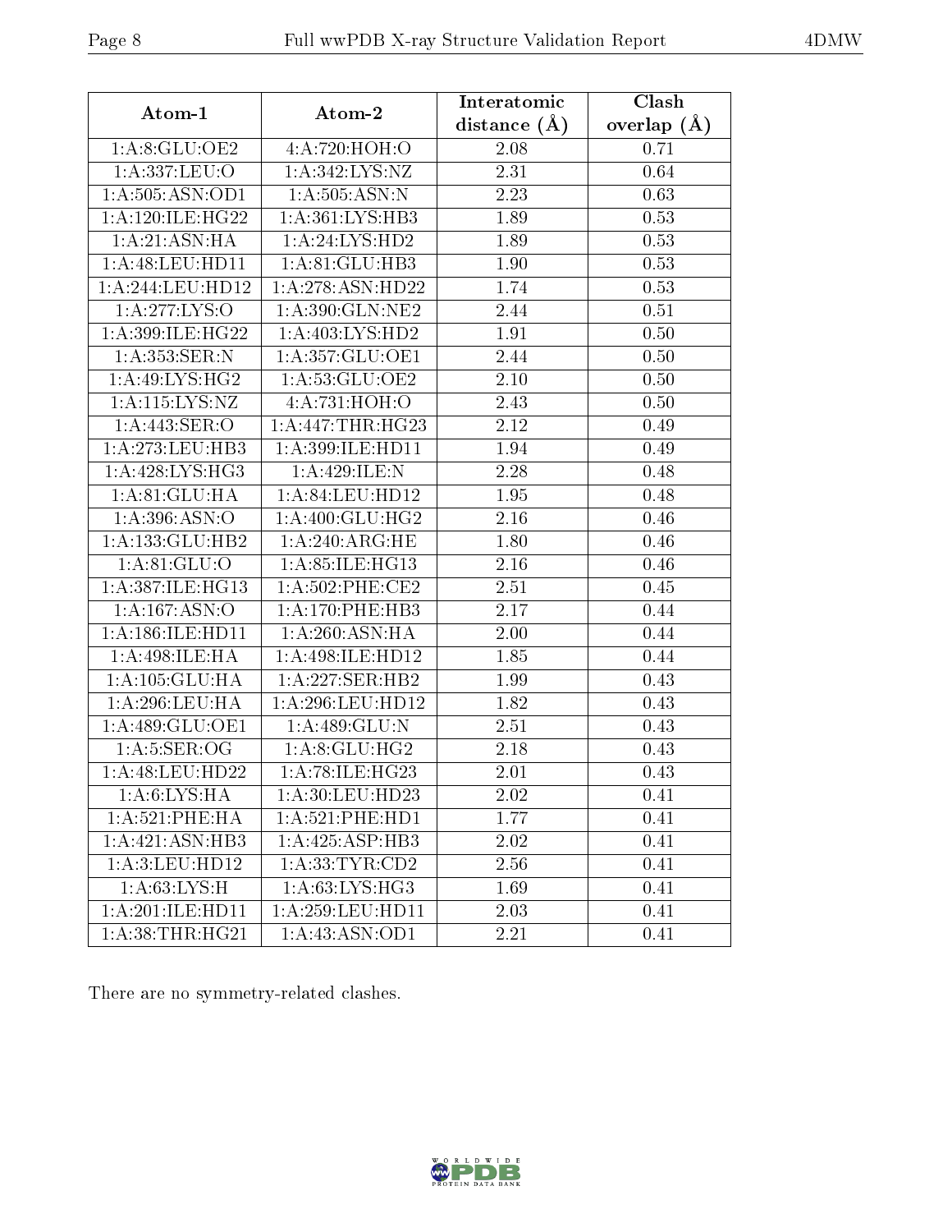| Atom-1 | Atom-2 | Interatomic distance (Å) | Clash overlap (Å) |
|---|---|---|---|
| 1:A:8:GLU:OE2 | 4:A:720:HOH:O | 2.08 | 0.71 |
| 1:A:337:LEU:O | 1:A:342:LYS:NZ | 2.31 | 0.64 |
| 1:A:505:ASN:OD1 | 1:A:505:ASN:N | 2.23 | 0.63 |
| 1:A:120:ILE:HG22 | 1:A:361:LYS:HB3 | 1.89 | 0.53 |
| 1:A:21:ASN:HA | 1:A:24:LYS:HD2 | 1.89 | 0.53 |
| 1:A:48:LEU:HD11 | 1:A:81:GLU:HB3 | 1.90 | 0.53 |
| 1:A:244:LEU:HD12 | 1:A:278:ASN:HD22 | 1.74 | 0.53 |
| 1:A:277:LYS:O | 1:A:390:GLN:NE2 | 2.44 | 0.51 |
| 1:A:399:ILE:HG22 | 1:A:403:LYS:HD2 | 1.91 | 0.50 |
| 1:A:353:SER:N | 1:A:357:GLU:OE1 | 2.44 | 0.50 |
| 1:A:49:LYS:HG2 | 1:A:53:GLU:OE2 | 2.10 | 0.50 |
| 1:A:115:LYS:NZ | 4:A:731:HOH:O | 2.43 | 0.50 |
| 1:A:443:SER:O | 1:A:447:THR:HG23 | 2.12 | 0.49 |
| 1:A:273:LEU:HB3 | 1:A:399:ILE:HD11 | 1.94 | 0.49 |
| 1:A:428:LYS:HG3 | 1:A:429:ILE:N | 2.28 | 0.48 |
| 1:A:81:GLU:HA | 1:A:84:LEU:HD12 | 1.95 | 0.48 |
| 1:A:396:ASN:O | 1:A:400:GLU:HG2 | 2.16 | 0.46 |
| 1:A:133:GLU:HB2 | 1:A:240:ARG:HE | 1.80 | 0.46 |
| 1:A:81:GLU:O | 1:A:85:ILE:HG13 | 2.16 | 0.46 |
| 1:A:387:ILE:HG13 | 1:A:502:PHE:CE2 | 2.51 | 0.45 |
| 1:A:167:ASN:O | 1:A:170:PHE:HB3 | 2.17 | 0.44 |
| 1:A:186:ILE:HD11 | 1:A:260:ASN:HA | 2.00 | 0.44 |
| 1:A:498:ILE:HA | 1:A:498:ILE:HD12 | 1.85 | 0.44 |
| 1:A:105:GLU:HA | 1:A:227:SER:HB2 | 1.99 | 0.43 |
| 1:A:296:LEU:HA | 1:A:296:LEU:HD12 | 1.82 | 0.43 |
| 1:A:489:GLU:OE1 | 1:A:489:GLU:N | 2.51 | 0.43 |
| 1:A:5:SER:OG | 1:A:8:GLU:HG2 | 2.18 | 0.43 |
| 1:A:48:LEU:HD22 | 1:A:78:ILE:HG23 | 2.01 | 0.43 |
| 1:A:6:LYS:HA | 1:A:30:LEU:HD23 | 2.02 | 0.41 |
| 1:A:521:PHE:HA | 1:A:521:PHE:HD1 | 1.77 | 0.41 |
| 1:A:421:ASN:HB3 | 1:A:425:ASP:HB3 | 2.02 | 0.41 |
| 1:A:3:LEU:HD12 | 1:A:33:TYR:CD2 | 2.56 | 0.41 |
| 1:A:63:LYS:H | 1:A:63:LYS:HG3 | 1.69 | 0.41 |
| 1:A:201:ILE:HD11 | 1:A:259:LEU:HD11 | 2.03 | 0.41 |
| 1:A:38:THR:HG21 | 1:A:43:ASN:OD1 | 2.21 | 0.41 |

There are no symmetry-related clashes.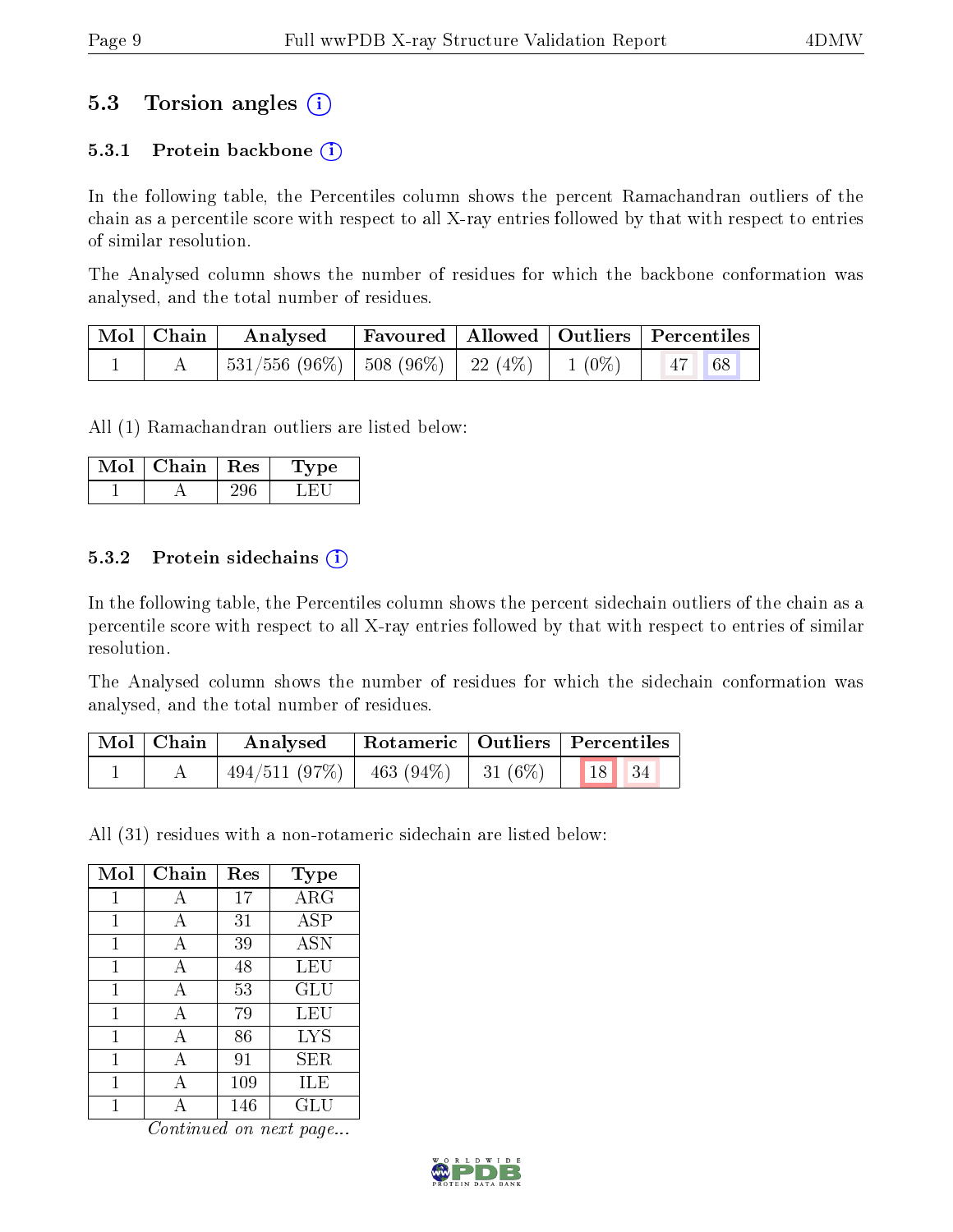## 5.3 Torsion angles

### 5.3.1 Protein backbone

In the following table, the Percentiles column shows the percent Ramachandran outliers of the chain as a percentile score with respect to all X-ray entries followed by that with respect to entries of similar resolution.

The Analysed column shows the number of residues for which the backbone conformation was analysed, and the total number of residues.

| Mol | Chain | Analysed | Favoured | Allowed | Outliers | Percentiles |
|---|---|---|---|---|---|---|
| 1 | A | 531/556 (96%) | 508 (96%) | 22 (4%) | 1 (0%) | 47 68 |

All (1) Ramachandran outliers are listed below:

| Mol | Chain | Res | Type |
|---|---|---|---|
| 1 | A | 296 | LEU |

### 5.3.2 Protein sidechains

In the following table, the Percentiles column shows the percent sidechain outliers of the chain as a percentile score with respect to all X-ray entries followed by that with respect to entries of similar resolution.

The Analysed column shows the number of residues for which the sidechain conformation was analysed, and the total number of residues.

| Mol | Chain | Analysed | Rotameric | Outliers | Percentiles |
|---|---|---|---|---|---|
| 1 | A | 494/511 (97%) | 463 (94%) | 31 (6%) | 18 34 |

All (31) residues with a non-rotameric sidechain are listed below:

| Mol | Chain | Res | Type |
|---|---|---|---|
| 1 | A | 17 | ARG |
| 1 | A | 31 | ASP |
| 1 | A | 39 | ASN |
| 1 | A | 48 | LEU |
| 1 | A | 53 | GLU |
| 1 | A | 79 | LEU |
| 1 | A | 86 | LYS |
| 1 | A | 91 | SER |
| 1 | A | 109 | ILE |
| 1 | A | 146 | GLU |

*Continued on next page...*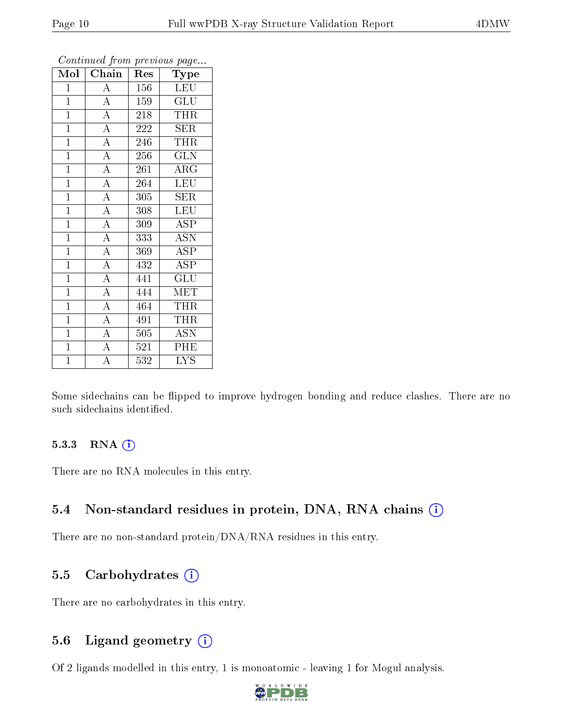*Continued from previous page...*

| Mol | Chain | Res | Type |
|---|---|---|---|
| 1 | A | 156 | LEU |
| 1 | A | 159 | GLU |
| 1 | A | 218 | THR |
| 1 | A | 222 | SER |
| 1 | A | 246 | THR |
| 1 | A | 256 | GLN |
| 1 | A | 261 | ARG |
| 1 | A | 264 | LEU |
| 1 | A | 305 | SER |
| 1 | A | 308 | LEU |
| 1 | A | 309 | ASP |
| 1 | A | 333 | ASN |
| 1 | A | 369 | ASP |
| 1 | A | 432 | ASP |
| 1 | A | 441 | GLU |
| 1 | A | 444 | MET |
| 1 | A | 464 | THR |
| 1 | A | 491 | THR |
| 1 | A | 505 | ASN |
| 1 | A | 521 | PHE |
| 1 | A | 532 | LYS |

Some sidechains can be flipped to improve hydrogen bonding and reduce clashes. There are no such sidechains identified.

### 5.3.3 RNA

There are no RNA molecules in this entry.

## 5.4 Non-standard residues in protein, DNA, RNA chains

There are no non-standard protein/DNA/RNA residues in this entry.

## 5.5 Carbohydrates

There are no carbohydrates in this entry.

## 5.6 Ligand geometry

Of 2 ligands modelled in this entry, 1 is monoatomic - leaving 1 for Mogul analysis.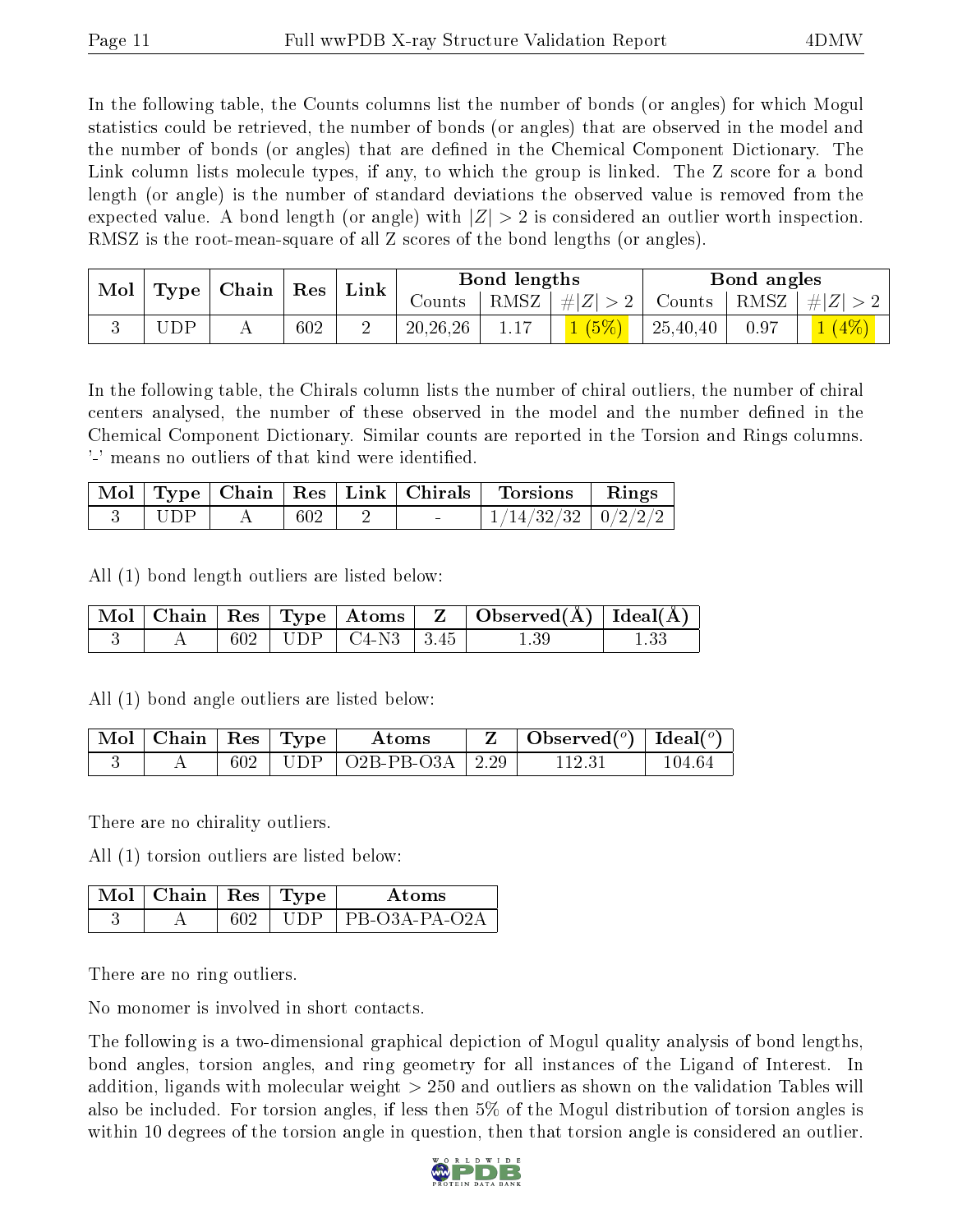In the following table, the Counts columns list the number of bonds (or angles) for which Mogul statistics could be retrieved, the number of bonds (or angles) that are observed in the model and the number of bonds (or angles) that are defined in the Chemical Component Dictionary. The Link column lists molecule types, if any, to which the group is linked. The Z score for a bond length (or angle) is the number of standard deviations the observed value is removed from the expected value. A bond length (or angle) with $|Z| > 2$ is considered an outlier worth inspection. RMSZ is the root-mean-square of all Z scores of the bond lengths (or angles).

| Mol | Type | Chain | Res | Link | Bond lengths | | | Bond angles | | |
|---|---|---|---|---|---|---|---|---|---|---|
| | | | | | Counts | RMSZ | $\#\|Z\| > 2$ | Counts | RMSZ | $\#\|Z\| > 2$ |
| 3 | UDP | A | 602 | 2 | 20,26,26 | 1.17 | 1 (5%) | 25,40,40 | 0.97 | 1 (4%) |

In the following table, the Chirals column lists the number of chiral outliers, the number of chiral centers analysed, the number of these observed in the model and the number defined in the Chemical Component Dictionary. Similar counts are reported in the Torsion and Rings columns. '-' means no outliers of that kind were identified.

| Mol | Type | Chain | Res | Link | Chirals | Torsions | Rings |
|---|---|---|---|---|---|---|---|
| 3 | UDP | A | 602 | 2 | - | 1/14/32/32 | 0/2/2/2 |

All (1) bond length outliers are listed below:

| Mol | Chain | Res | Type | Atoms | Z | Observed(Å) | Ideal(Å) |
|---|---|---|---|---|---|---|---|
| 3 | A | 602 | UDP | C4-N3 | 3.45 | 1.39 | 1.33 |

All (1) bond angle outliers are listed below:

| Mol | Chain | Res | Type | Atoms | Z | Observed($^o$) | Ideal($^o$) |
|---|---|---|---|---|---|---|---|
| 3 | A | 602 | UDP | O2B-PB-O3A | 2.29 | 112.31 | 104.64 |

There are no chirality outliers.

All (1) torsion outliers are listed below:

| Mol | Chain | Res | Type | Atoms |
|---|---|---|---|---|
| 3 | A | 602 | UDP | PB-O3A-PA-O2A |

There are no ring outliers.

No monomer is involved in short contacts.

The following is a two-dimensional graphical depiction of Mogul quality analysis of bond lengths, bond angles, torsion angles, and ring geometry for all instances of the Ligand of Interest. In addition, ligands with molecular weight > 250 and outliers as shown on the validation Tables will also be included. For torsion angles, if less then 5% of the Mogul distribution of torsion angles is within 10 degrees of the torsion angle in question, then that torsion angle is considered an outlier.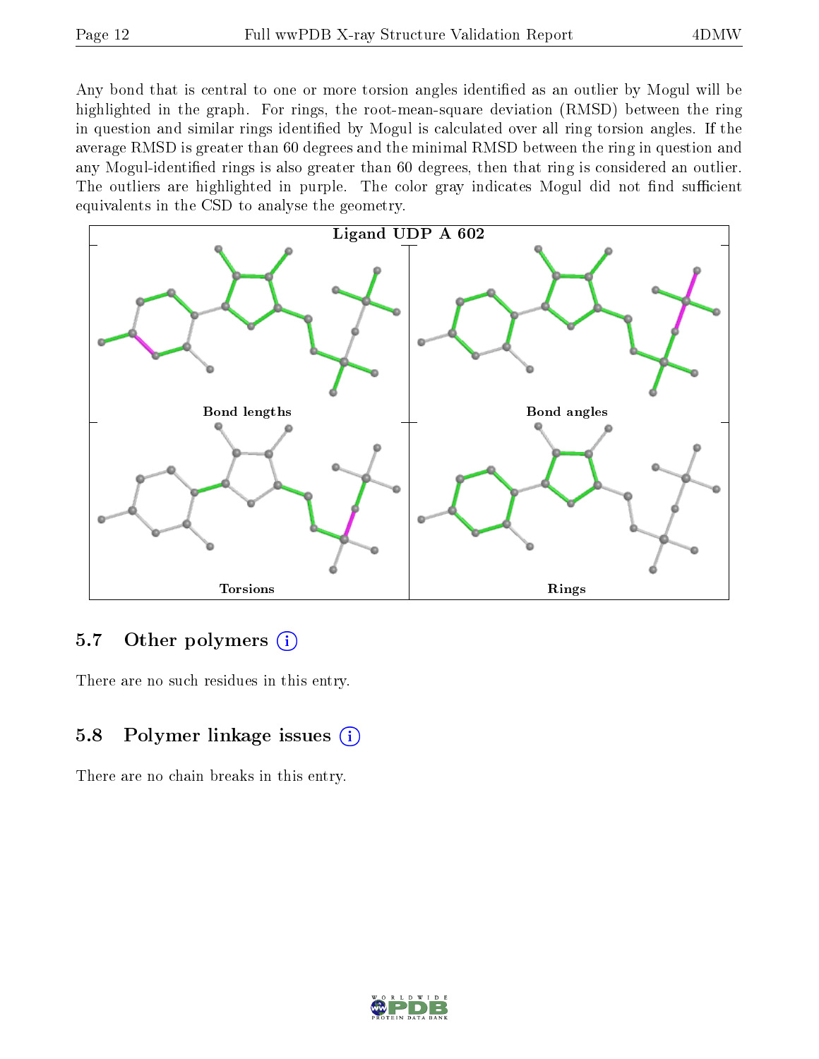Any bond that is central to one or more torsion angles identified as an outlier by Mogul will be highlighted in the graph. For rings, the root-mean-square deviation (RMSD) between the ring in question and similar rings identified by Mogul is calculated over all ring torsion angles. If the average RMSD is greater than 60 degrees and the minimal RMSD between the ring in question and any Mogul-identified rings is also greater than 60 degrees, then that ring is considered an outlier. The outliers are highlighted in purple. The color gray indicates Mogul did not find sufficient equivalents in the CSD to analyse the geometry.

Ligand UDP A 602

Bond lengths

Bond angles

Torsions

Rings

## 5.7 Other polymers

There are no such residues in this entry.

## 5.8 Polymer linkage issues

There are no chain breaks in this entry.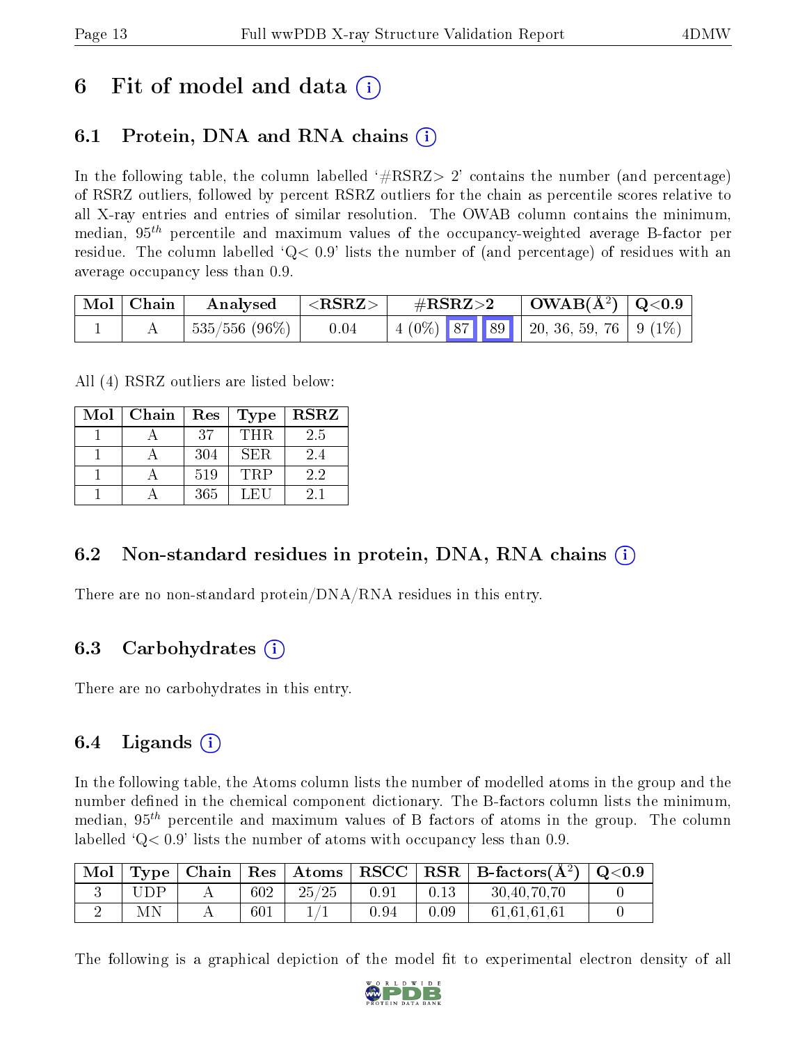# 6 Fit of model and data ⓘ

## 6.1 Protein, DNA and RNA chains ⓘ

In the following table, the column labelled '#RSRZ> 2' contains the number (and percentage) of RSRZ outliers, followed by percent RSRZ outliers for the chain as percentile scores relative to all X-ray entries and entries of similar resolution. The OWAB column contains the minimum, median, $95^{th}$ percentile and maximum values of the occupancy-weighted average B-factor per residue. The column labelled 'Q< 0.9' lists the number of (and percentage) of residues with an average occupancy less than 0.9.

| Mol | Chain | Analysed | <RSRZ> | #RSRZ>2 | | | OWAB(Å$^2$) | Q<0.9 |
|---|---|---|---|---|---|---|---|---|
| 1 | A | 535/556 (96%) | 0.04 | 4 (0%) | 87 | 89 | 20, 36, 59, 76 | 9 (1%) |

All (4) RSRZ outliers are listed below:

| Mol | Chain | Res | Type | RSRZ |
|---|---|---|---|---|
| 1 | A | 37 | THR | 2.5 |
| 1 | A | 304 | SER | 2.4 |
| 1 | A | 519 | TRP | 2.2 |
| 1 | A | 365 | LEU | 2.1 |

## 6.2 Non-standard residues in protein, DNA, RNA chains ⓘ

There are no non-standard protein/DNA/RNA residues in this entry.

## 6.3 Carbohydrates ⓘ

There are no carbohydrates in this entry.

## 6.4 Ligands ⓘ

In the following table, the Atoms column lists the number of modelled atoms in the group and the number defined in the chemical component dictionary. The B-factors column lists the minimum, median, $95^{th}$ percentile and maximum values of B factors of atoms in the group. The column labelled 'Q< 0.9' lists the number of atoms with occupancy less than 0.9.

| Mol | Type | Chain | Res | Atoms | RSCC | RSR | B-factors(Å$^2$) | Q<0.9 |
|---|---|---|---|---|---|---|---|---|
| 3 | UDP | A | 602 | 25/25 | 0.91 | 0.13 | 30,40,70,70 | 0 |
| 2 | MN | A | 601 | 1/1 | 0.94 | 0.09 | 61,61,61,61 | 0 |

The following is a graphical depiction of the model fit to experimental electron density of all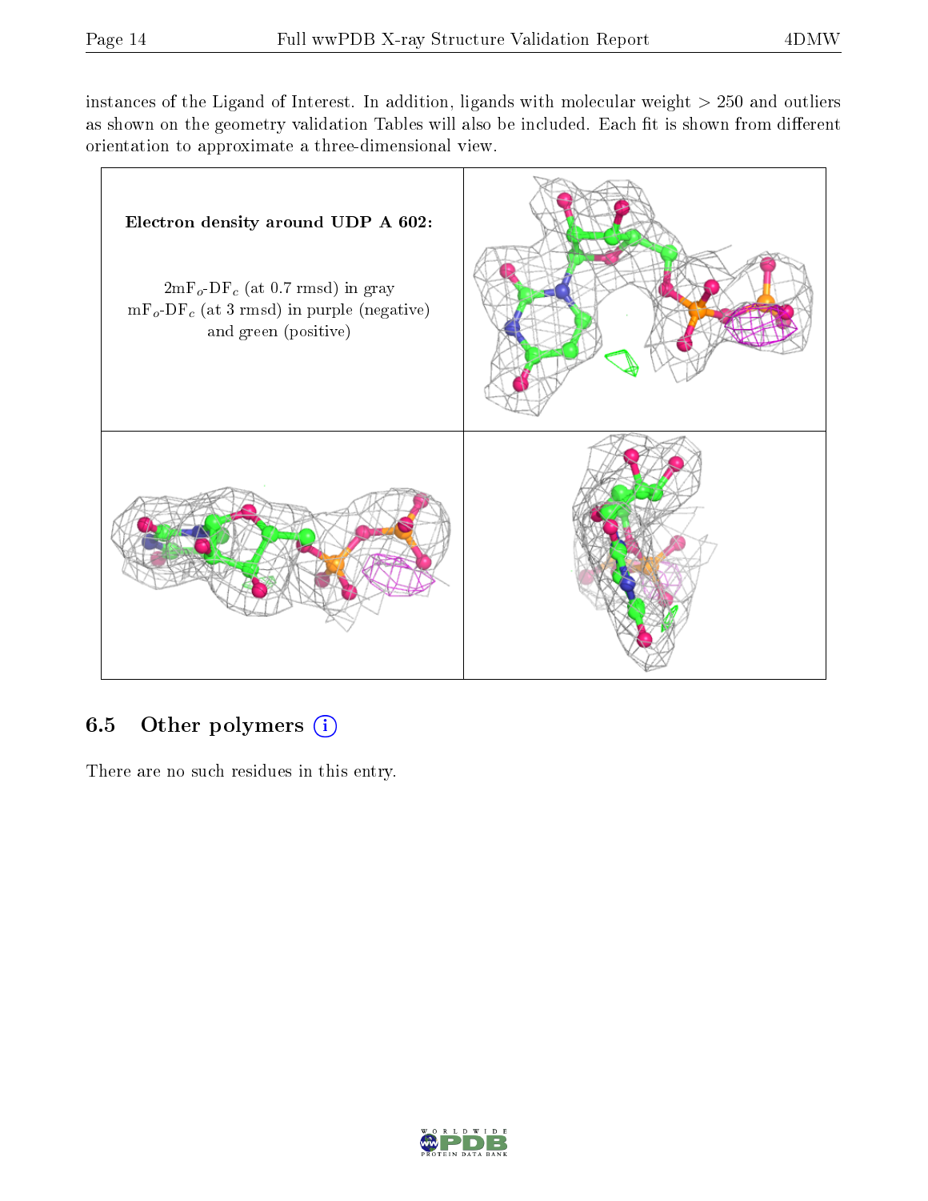instances of the Ligand of Interest. In addition, ligands with molecular weight > 250 and outliers as shown on the geometry validation Tables will also be included. Each fit is shown from different orientation to approximate a three-dimensional view.

**Electron density around UDP A 602:**

$2mF_o$-$DF_c$ (at 0.7 rmsd) in gray
$mF_o$-$DF_c$ (at 3 rmsd) in purple (negative)
and green (positive)

## 6.5 Other polymers

There are no such residues in this entry.